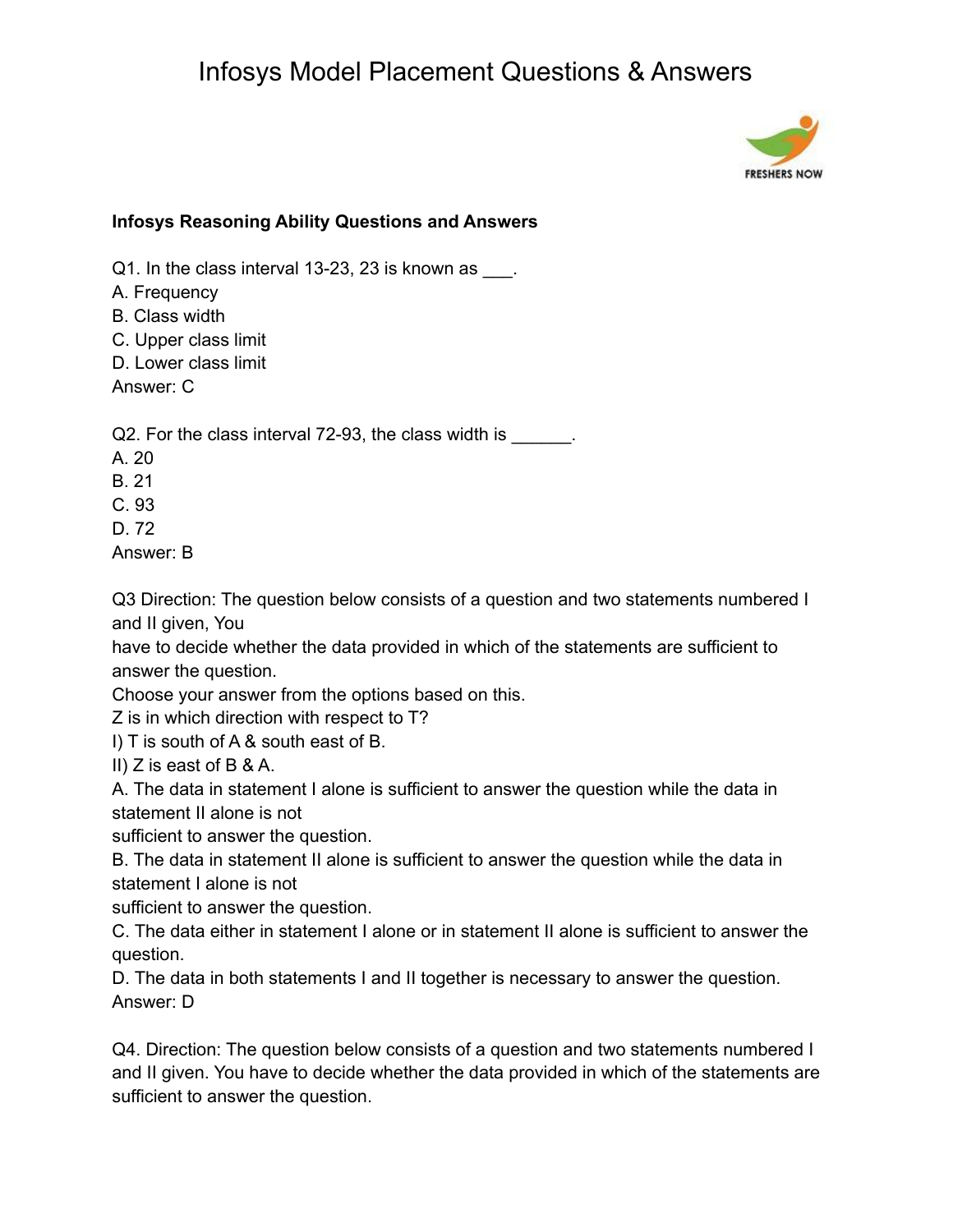# Infosys Model Placement Questions & Answers

**Infosys Reasoning Ability Questions and Answers**

Q1. In the class interval 13-23, 23 is known as ___.
A. Frequency
B. Class width
C. Upper class limit
D. Lower class limit
Answer: C

Q2. For the class interval 72-93, the class width is ______.
A. 20
B. 21
C. 93
D. 72
Answer: B

Q3 Direction: The question below consists of a question and two statements numbered I and II given, You
have to decide whether the data provided in which of the statements are sufficient to answer the question.
Choose your answer from the options based on this.
Z is in which direction with respect to T?
I) T is south of A & south east of B.
II) Z is east of B & A.
A. The data in statement I alone is sufficient to answer the question while the data in statement II alone is not
sufficient to answer the question.
B. The data in statement II alone is sufficient to answer the question while the data in statement I alone is not
sufficient to answer the question.
C. The data either in statement I alone or in statement II alone is sufficient to answer the question.
D. The data in both statements I and II together is necessary to answer the question.
Answer: D

Q4. Direction: The question below consists of a question and two statements numbered I and II given. You have to decide whether the data provided in which of the statements are sufficient to answer the question.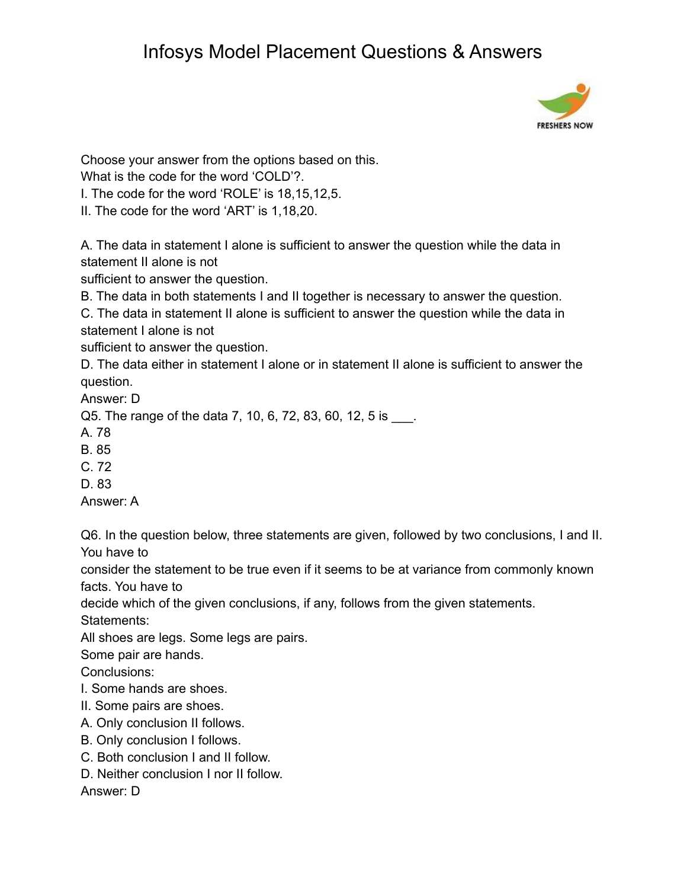Choose your answer from the options based on this.
What is the code for the word 'COLD'?.
I. The code for the word 'ROLE' is 18,15,12,5.
II. The code for the word 'ART' is 1,18,20.

A. The data in statement I alone is sufficient to answer the question while the data in statement II alone is not
sufficient to answer the question.
B. The data in both statements I and II together is necessary to answer the question.
C. The data in statement II alone is sufficient to answer the question while the data in statement I alone is not
sufficient to answer the question.
D. The data either in statement I alone or in statement II alone is sufficient to answer the question.
Answer: D

Q5. The range of the data 7, 10, 6, 72, 83, 60, 12, 5 is ___.
A. 78
B. 85
C. 72
D. 83
Answer: A

Q6. In the question below, three statements are given, followed by two conclusions, I and II. You have to
consider the statement to be true even if it seems to be at variance from commonly known facts. You have to
decide which of the given conclusions, if any, follows from the given statements.
Statements:
All shoes are legs. Some legs are pairs.
Some pair are hands.
Conclusions:
I. Some hands are shoes.
II. Some pairs are shoes.
A. Only conclusion II follows.
B. Only conclusion I follows.
C. Both conclusion I and II follow.
D. Neither conclusion I nor II follow.
Answer: D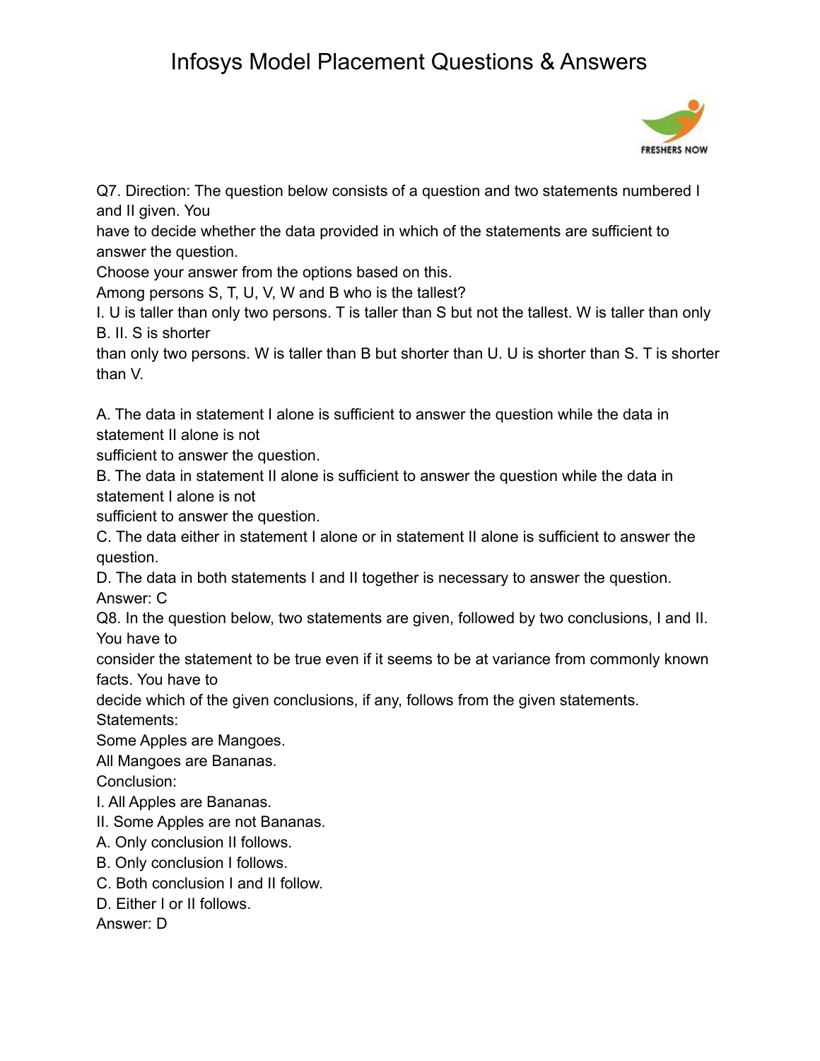Q7. Direction: The question below consists of a question and two statements numbered I and II given. You have to decide whether the data provided in which of the statements are sufficient to answer the question.

Choose your answer from the options based on this.

Among persons S, T, U, V, W and B who is the tallest?

I. U is taller than only two persons. T is taller than S but not the tallest. W is taller than only B. II. S is shorter than only two persons. W is taller than B but shorter than U. U is shorter than S. T is shorter than V.

A. The data in statement I alone is sufficient to answer the question while the data in statement II alone is not sufficient to answer the question.

B. The data in statement II alone is sufficient to answer the question while the data in statement I alone is not sufficient to answer the question.

C. The data either in statement I alone or in statement II alone is sufficient to answer the question.

D. The data in both statements I and II together is necessary to answer the question.

Answer: C

Q8. In the question below, two statements are given, followed by two conclusions, I and II. You have to consider the statement to be true even if it seems to be at variance from commonly known facts. You have to decide which of the given conclusions, if any, follows from the given statements.

Statements:

Some Apples are Mangoes.

All Mangoes are Bananas.

Conclusion:

I. All Apples are Bananas.

II. Some Apples are not Bananas.

A. Only conclusion II follows.

B. Only conclusion I follows.

C. Both conclusion I and II follow.

D. Either I or II follows.

Answer: D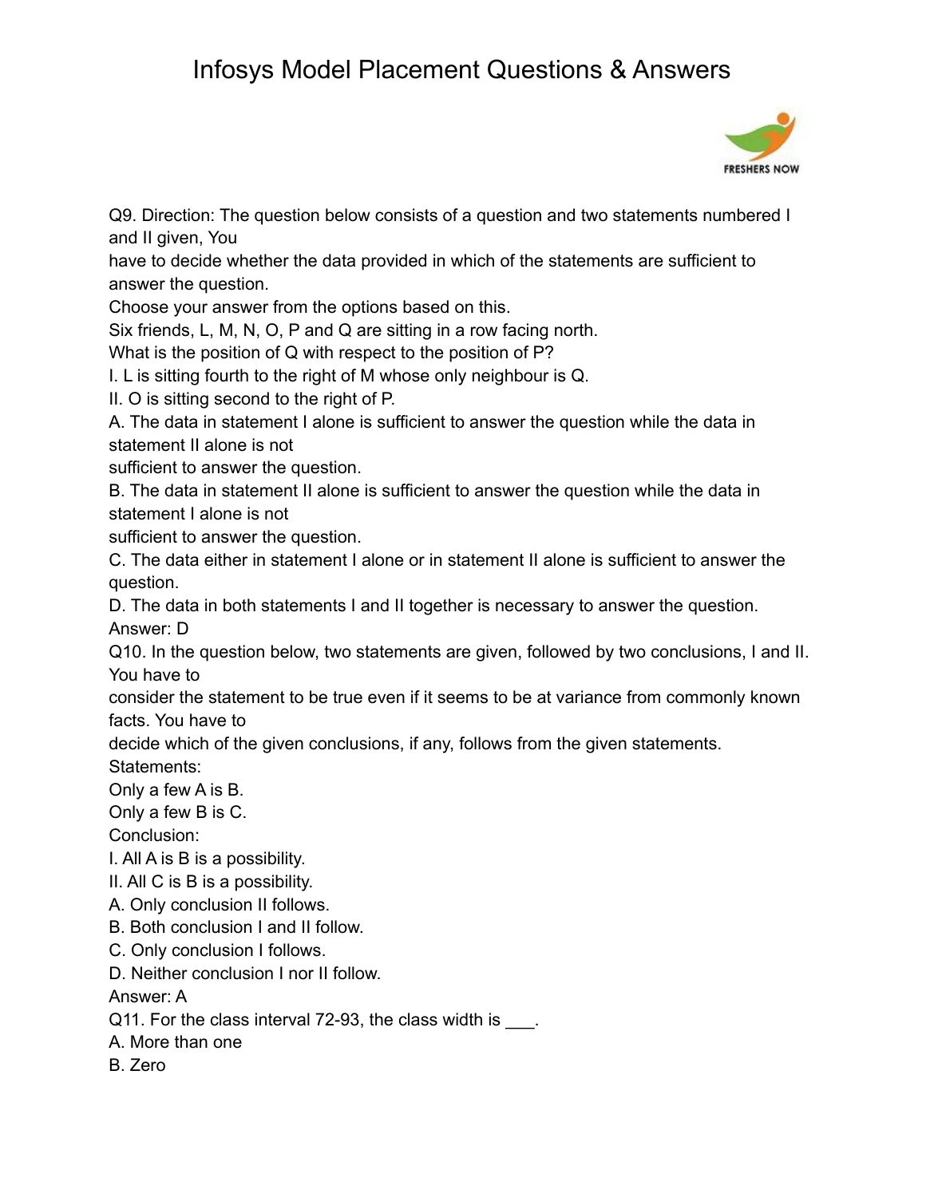Q9. Direction: The question below consists of a question and two statements numbered I and II given, You
have to decide whether the data provided in which of the statements are sufficient to answer the question.
Choose your answer from the options based on this.
Six friends, L, M, N, O, P and Q are sitting in a row facing north.
What is the position of Q with respect to the position of P?
I. L is sitting fourth to the right of M whose only neighbour is Q.
II. O is sitting second to the right of P.
A. The data in statement I alone is sufficient to answer the question while the data in statement II alone is not
sufficient to answer the question.
B. The data in statement II alone is sufficient to answer the question while the data in statement I alone is not
sufficient to answer the question.
C. The data either in statement I alone or in statement II alone is sufficient to answer the question.
D. The data in both statements I and II together is necessary to answer the question.
Answer: D
Q10. In the question below, two statements are given, followed by two conclusions, I and II. You have to
consider the statement to be true even if it seems to be at variance from commonly known facts. You have to
decide which of the given conclusions, if any, follows from the given statements.
Statements:
Only a few A is B.
Only a few B is C.
Conclusion:
I. All A is B is a possibility.
II. All C is B is a possibility.
A. Only conclusion II follows.
B. Both conclusion I and II follow.
C. Only conclusion I follows.
D. Neither conclusion I nor II follow.
Answer: A
Q11. For the class interval 72-93, the class width is ___.
A. More than one
B. Zero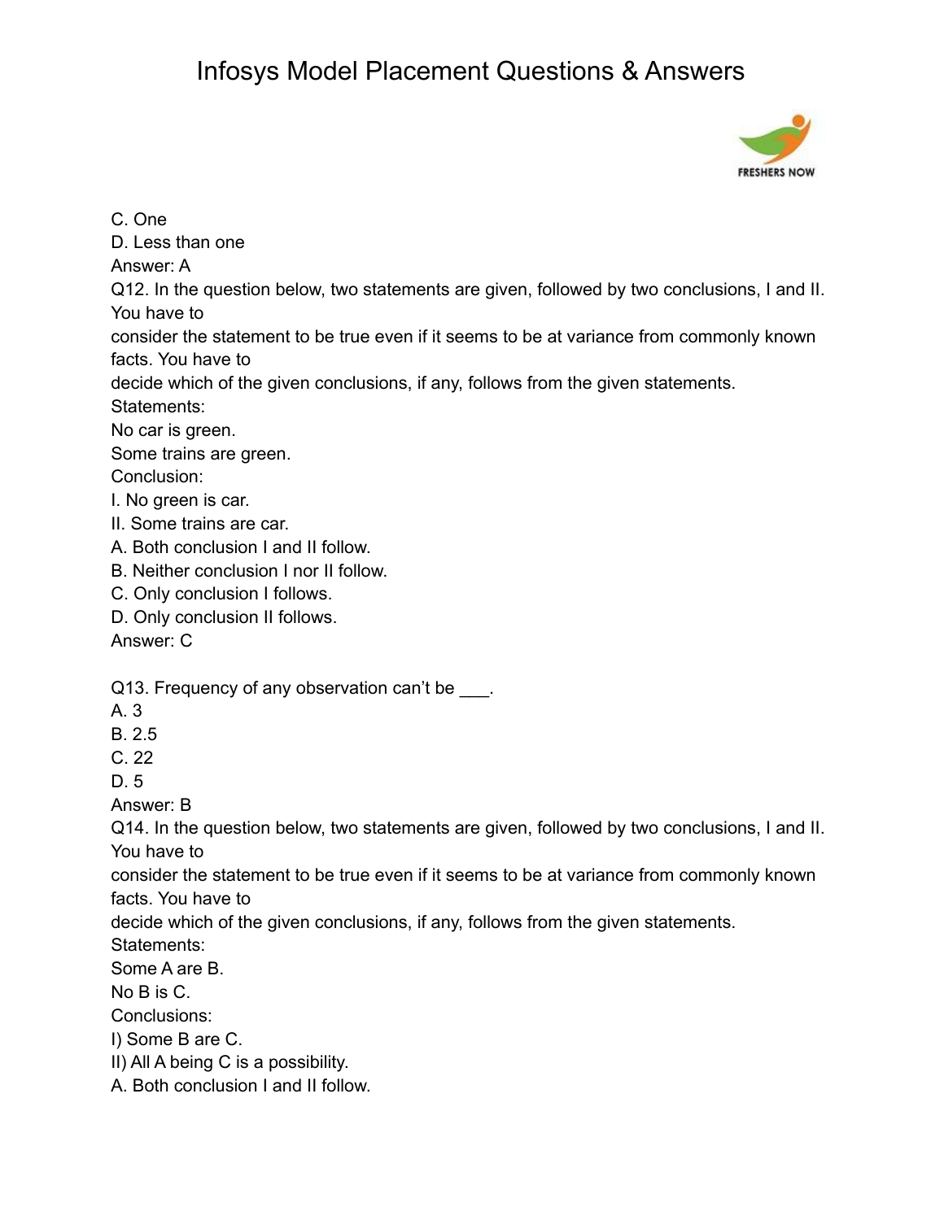C. One

D. Less than one

Answer: A

Q12. In the question below, two statements are given, followed by two conclusions, I and II. You have to consider the statement to be true even if it seems to be at variance from commonly known facts. You have to decide which of the given conclusions, if any, follows from the given statements.

Statements:

No car is green.

Some trains are green.

Conclusion:

I. No green is car.

II. Some trains are car.

A. Both conclusion I and II follow.

B. Neither conclusion I nor II follow.

C. Only conclusion I follows.

D. Only conclusion II follows.

Answer: C

Q13. Frequency of any observation can't be ___.

A. 3

B. 2.5

C. 22

D. 5

Answer: B

Q14. In the question below, two statements are given, followed by two conclusions, I and II. You have to consider the statement to be true even if it seems to be at variance from commonly known facts. You have to decide which of the given conclusions, if any, follows from the given statements.

Statements:

Some A are B.

No B is C.

Conclusions:

I) Some B are C.

II) All A being C is a possibility.

A. Both conclusion I and II follow.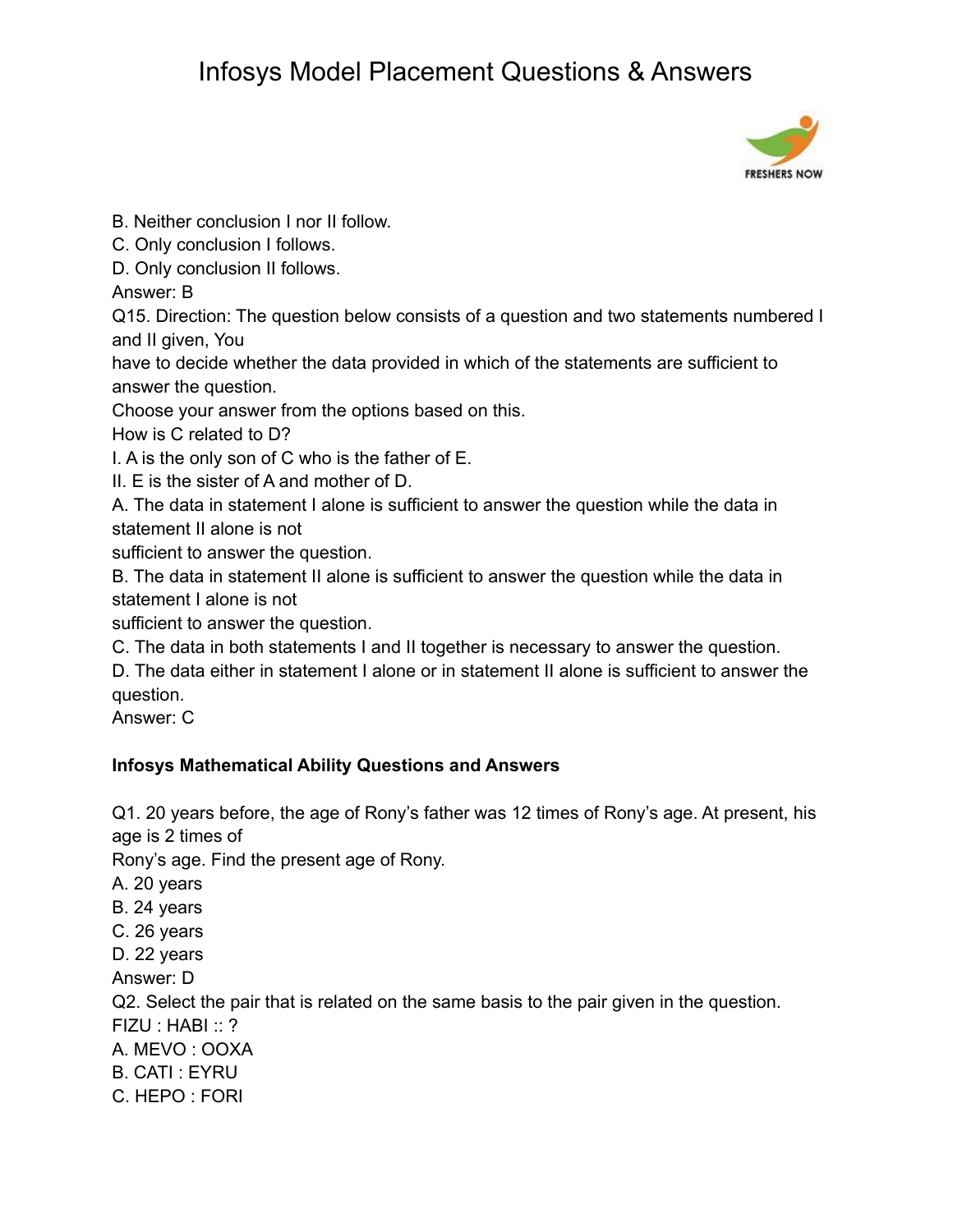B. Neither conclusion I nor II follow.
C. Only conclusion I follows.
D. Only conclusion II follows.
Answer: B

Q15. Direction: The question below consists of a question and two statements numbered I and II given, You have to decide whether the data provided in which of the statements are sufficient to answer the question.
Choose your answer from the options based on this.
How is C related to D?
I. A is the only son of C who is the father of E.
II. E is the sister of A and mother of D.
A. The data in statement I alone is sufficient to answer the question while the data in statement II alone is not sufficient to answer the question.
B. The data in statement II alone is sufficient to answer the question while the data in statement I alone is not sufficient to answer the question.
C. The data in both statements I and II together is necessary to answer the question.
D. The data either in statement I alone or in statement II alone is sufficient to answer the question.
Answer: C

**Infosys Mathematical Ability Questions and Answers**

Q1. 20 years before, the age of Rony's father was 12 times of Rony's age. At present, his age is 2 times of Rony's age. Find the present age of Rony.
A. 20 years
B. 24 years
C. 26 years
D. 22 years
Answer: D

Q2. Select the pair that is related on the same basis to the pair given in the question.
FIZU : HABI :: ?
A. MEVO : OOXA
B. CATI : EYRU
C. HEPO : FORI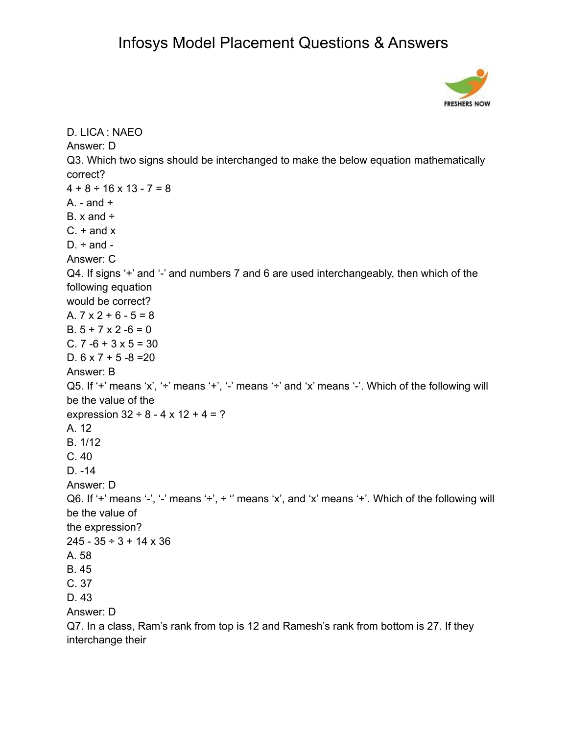D. LICA : NAEO

Answer: D

Q3. Which two signs should be interchanged to make the below equation mathematically correct?

4 + 8 ÷ 16 x 13 - 7 = 8

A. - and +

B. x and ÷

C. + and x

D. ÷ and -

Answer: C

Q4. If signs ‘+’ and ‘-’ and numbers 7 and 6 are used interchangeably, then which of the following equation would be correct?

A. 7 x 2 + 6 - 5 = 8

B. 5 + 7 x 2 -6 = 0

C. 7 -6 + 3 x 5 = 30

D. 6 x 7 + 5 -8 =20

Answer: B

Q5. If ‘+’ means ‘x’, ‘÷’ means ‘+’, ‘-’ means ‘÷’ and ‘x’ means ‘-’. Which of the following will be the value of the expression 32 ÷ 8 - 4 x 12 + 4 = ?

A. 12

B. 1/12

C. 40

D. -14

Answer: D

Q6. If ‘+’ means ‘-’, ‘-’ means ‘÷’, ÷ ‘’ means ‘x’, and ‘x’ means ‘+’. Which of the following will be the value of the expression?

245 - 35 ÷ 3 + 14 x 36

A. 58

B. 45

C. 37

D. 43

Answer: D

Q7. In a class, Ram’s rank from top is 12 and Ramesh’s rank from bottom is 27. If they interchange their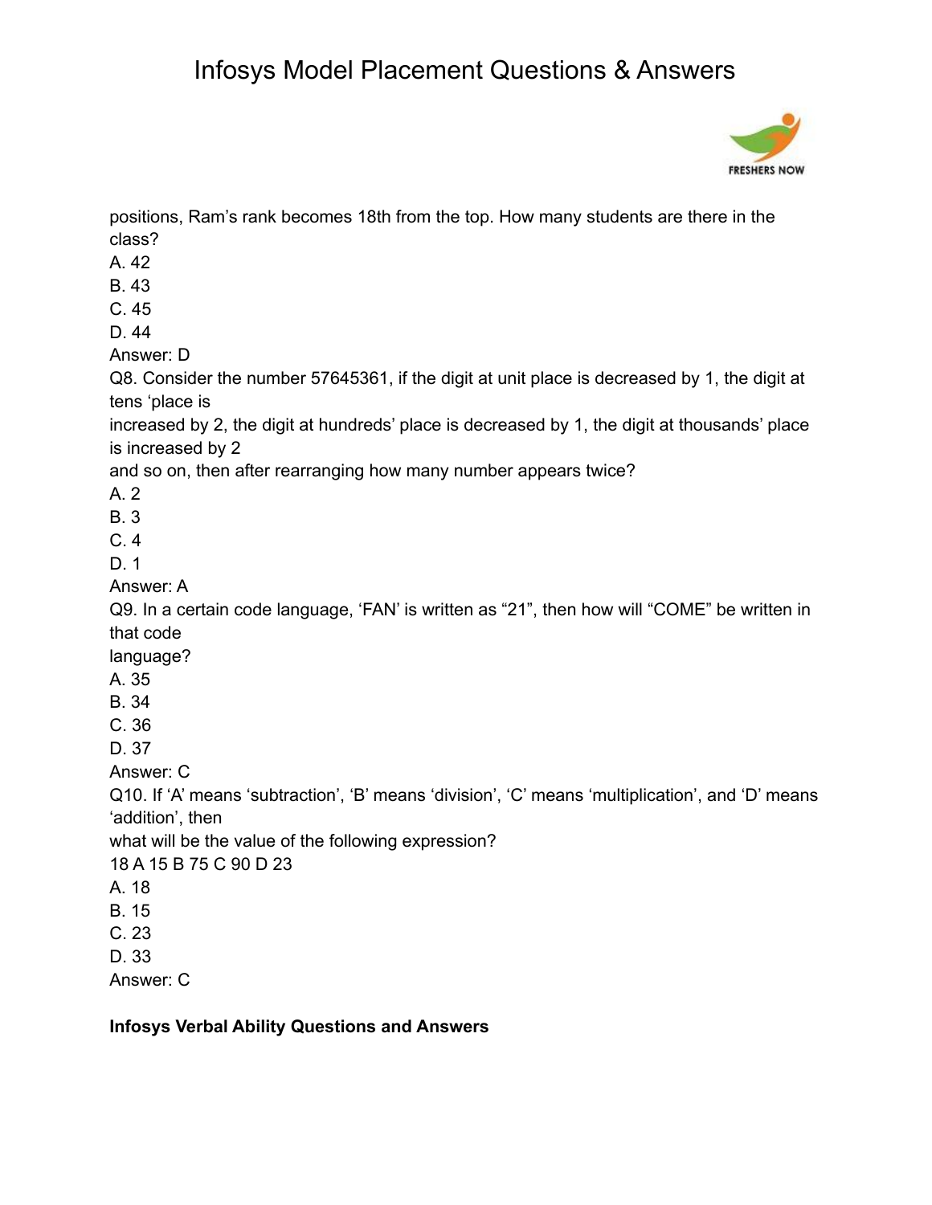positions, Ram's rank becomes 18th from the top. How many students are there in the class?

A. 42
B. 43
C. 45
D. 44
Answer: D

Q8. Consider the number 57645361, if the digit at unit place is decreased by 1, the digit at tens 'place is
increased by 2, the digit at hundreds' place is decreased by 1, the digit at thousands' place is increased by 2
and so on, then after rearranging how many number appears twice?

A. 2
B. 3
C. 4
D. 1
Answer: A

Q9. In a certain code language, 'FAN' is written as "21", then how will "COME" be written in that code
language?

A. 35
B. 34
C. 36
D. 37
Answer: C

Q10. If 'A' means 'subtraction', 'B' means 'division', 'C' means 'multiplication', and 'D' means 'addition', then
what will be the value of the following expression?

18 A 15 B 75 C 90 D 23

A. 18
B. 15
C. 23
D. 33
Answer: C

**Infosys Verbal Ability Questions and Answers**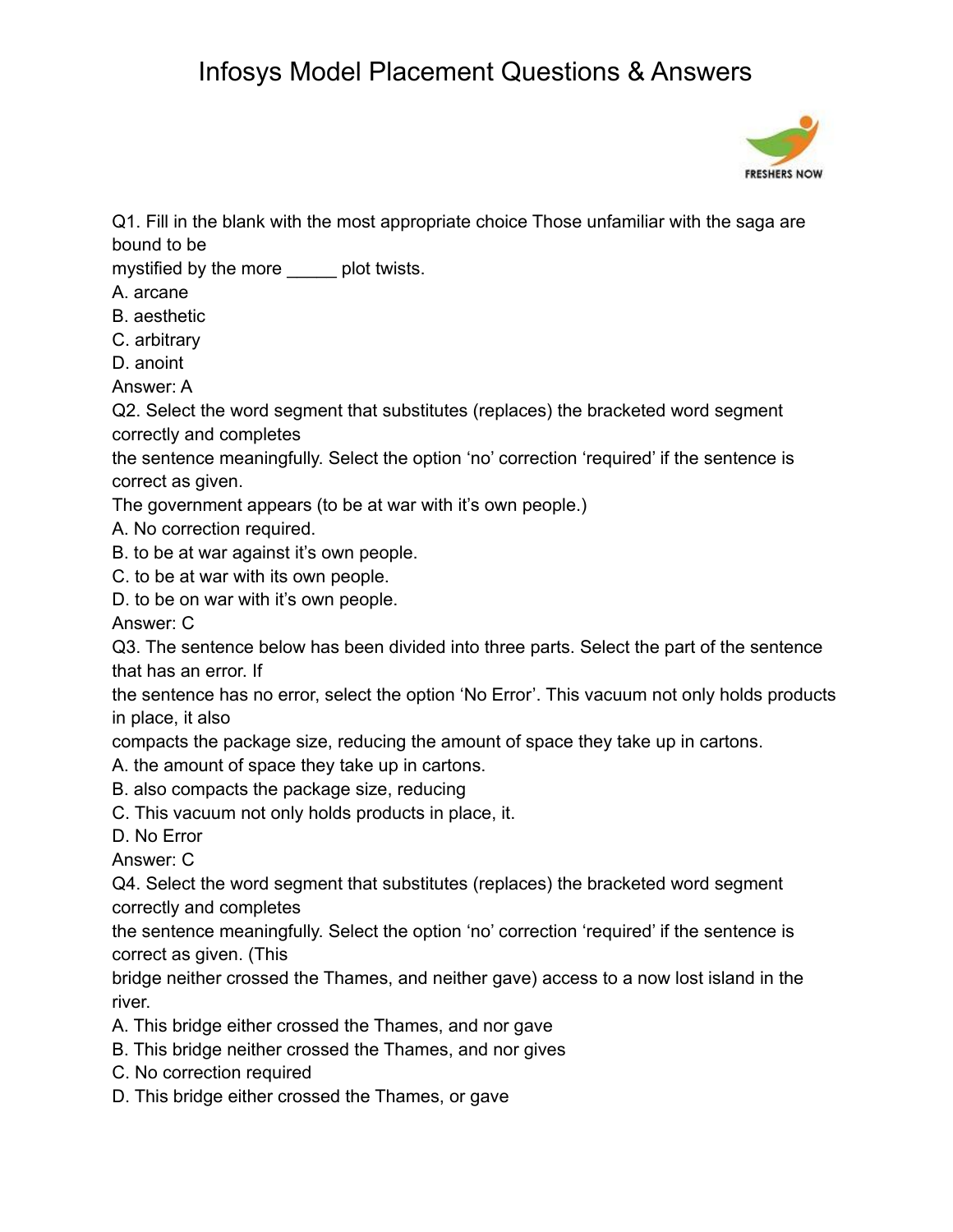# Infosys Model Placement Questions & Answers

Q1. Fill in the blank with the most appropriate choice Those unfamiliar with the saga are bound to be
mystified by the more _____ plot twists.
A. arcane
B. aesthetic
C. arbitrary
D. anoint
Answer: A

Q2. Select the word segment that substitutes (replaces) the bracketed word segment correctly and completes
the sentence meaningfully. Select the option 'no' correction 'required' if the sentence is correct as given.
The government appears (to be at war with it's own people.)
A. No correction required.
B. to be at war against it's own people.
C. to be at war with its own people.
D. to be on war with it's own people.
Answer: C

Q3. The sentence below has been divided into three parts. Select the part of the sentence that has an error. If
the sentence has no error, select the option 'No Error'. This vacuum not only holds products in place, it also
compacts the package size, reducing the amount of space they take up in cartons.
A. the amount of space they take up in cartons.
B. also compacts the package size, reducing
C. This vacuum not only holds products in place, it.
D. No Error
Answer: C

Q4. Select the word segment that substitutes (replaces) the bracketed word segment correctly and completes
the sentence meaningfully. Select the option 'no' correction 'required' if the sentence is correct as given. (This
bridge neither crossed the Thames, and neither gave) access to a now lost island in the river.
A. This bridge either crossed the Thames, and nor gave
B. This bridge neither crossed the Thames, and nor gives
C. No correction required
D. This bridge either crossed the Thames, or gave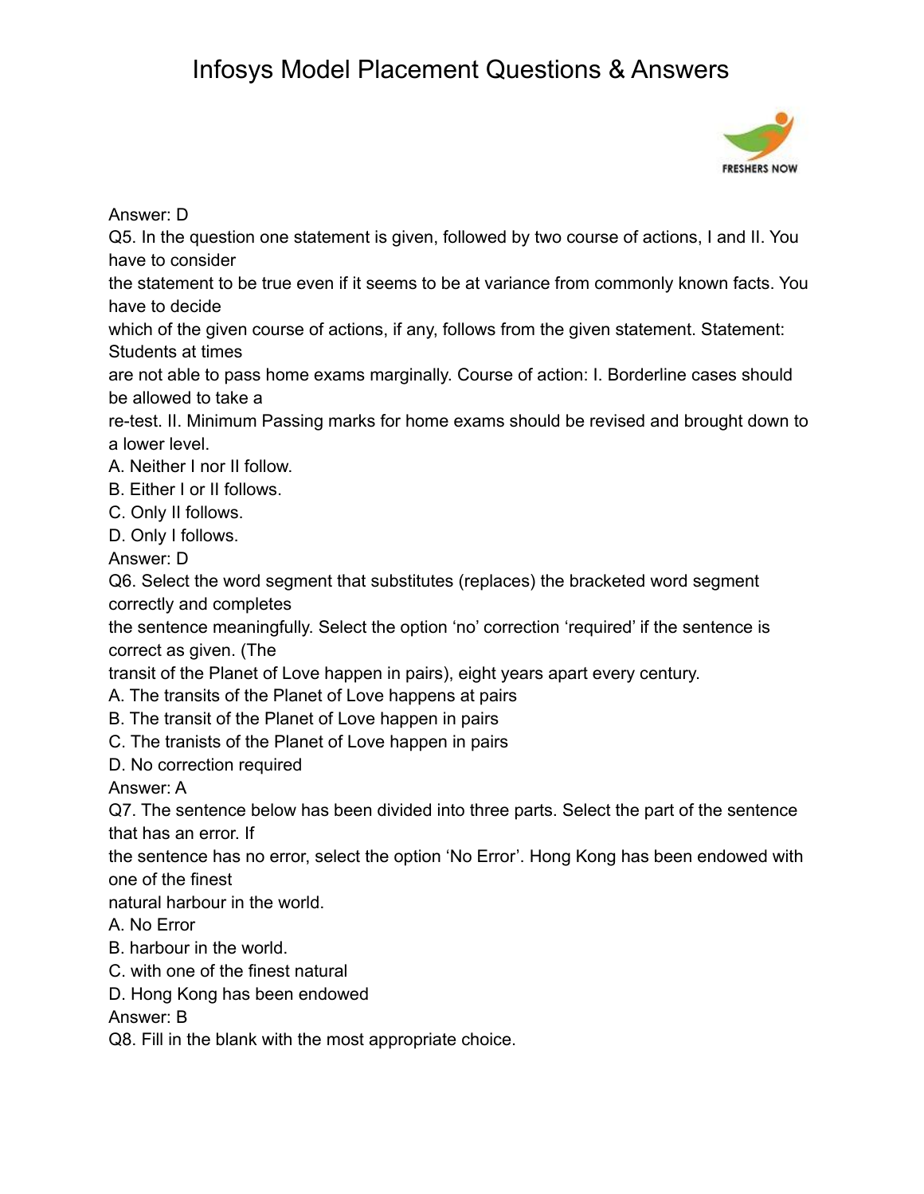Answer: D

Q5. In the question one statement is given, followed by two course of actions, I and II. You have to consider the statement to be true even if it seems to be at variance from commonly known facts. You have to decide which of the given course of actions, if any, follows from the given statement. Statement: Students at times are not able to pass home exams marginally. Course of action: I. Borderline cases should be allowed to take a re-test. II. Minimum Passing marks for home exams should be revised and brought down to a lower level.

A. Neither I nor II follow.
B. Either I or II follows.
C. Only II follows.
D. Only I follows.

Answer: D

Q6. Select the word segment that substitutes (replaces) the bracketed word segment correctly and completes the sentence meaningfully. Select the option 'no' correction 'required' if the sentence is correct as given. (The transit of the Planet of Love happen in pairs), eight years apart every century.

A. The transits of the Planet of Love happens at pairs
B. The transit of the Planet of Love happen in pairs
C. The tranists of the Planet of Love happen in pairs
D. No correction required

Answer: A

Q7. The sentence below has been divided into three parts. Select the part of the sentence that has an error. If the sentence has no error, select the option 'No Error'. Hong Kong has been endowed with one of the finest natural harbour in the world.

A. No Error
B. harbour in the world.
C. with one of the finest natural
D. Hong Kong has been endowed

Answer: B

Q8. Fill in the blank with the most appropriate choice.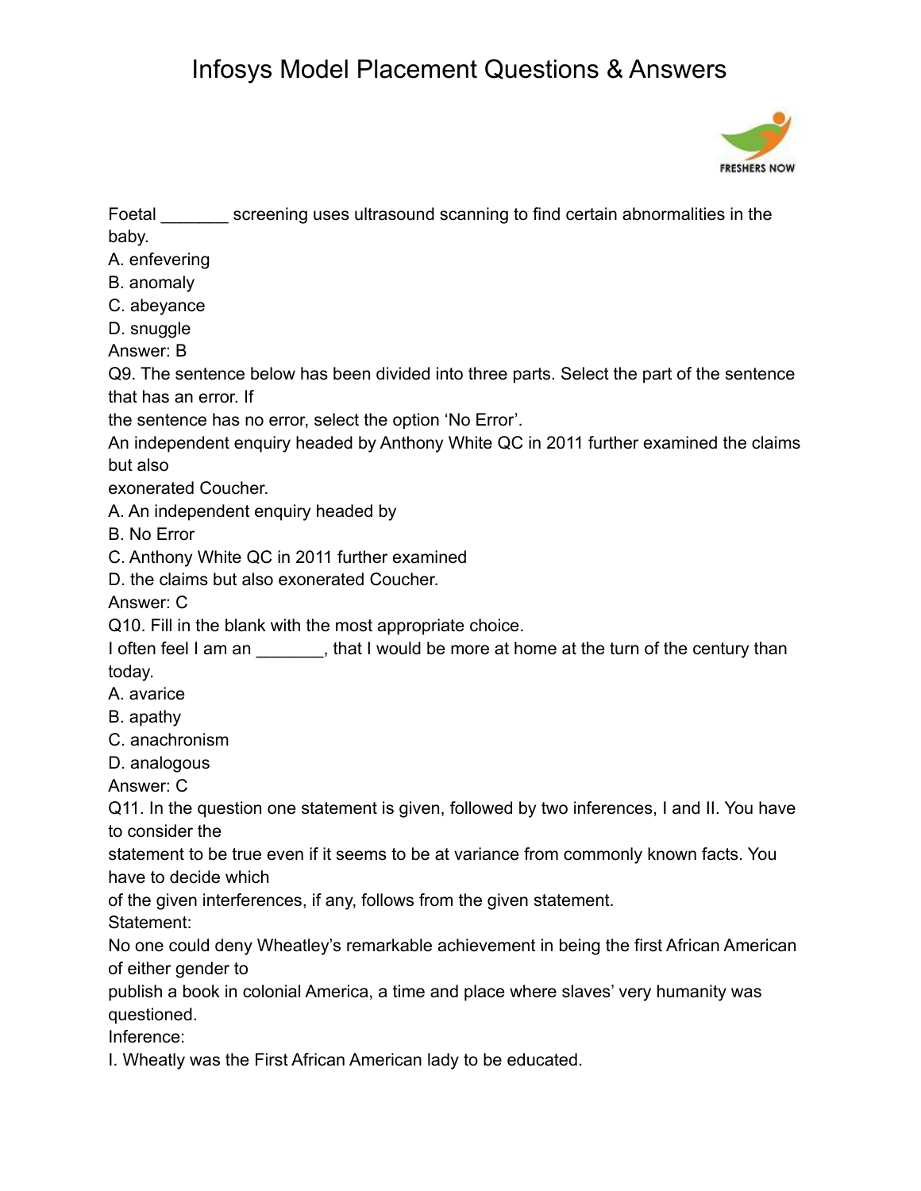Foetal _______ screening uses ultrasound scanning to find certain abnormalities in the baby.

A. enfevering
B. anomaly
C. abeyance
D. snuggle

Answer: B

Q9. The sentence below has been divided into three parts. Select the part of the sentence that has an error. If the sentence has no error, select the option 'No Error'.

An independent enquiry headed by Anthony White QC in 2011 further examined the claims but also exonerated Coucher.

A. An independent enquiry headed by
B. No Error
C. Anthony White QC in 2011 further examined
D. the claims but also exonerated Coucher.

Answer: C

Q10. Fill in the blank with the most appropriate choice.

I often feel I am an _______, that I would be more at home at the turn of the century than today.

A. avarice
B. apathy
C. anachronism
D. analogous

Answer: C

Q11. In the question one statement is given, followed by two inferences, I and II. You have to consider the statement to be true even if it seems to be at variance from commonly known facts. You have to decide which of the given interferences, if any, follows from the given statement.

Statement:

No one could deny Wheatley's remarkable achievement in being the first African American of either gender to publish a book in colonial America, a time and place where slaves' very humanity was questioned.

Inference:

I. Wheatly was the First African American lady to be educated.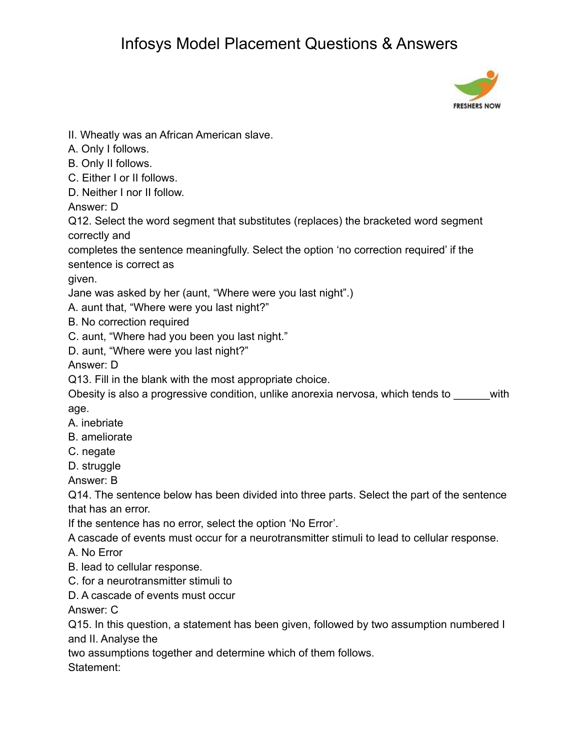II. Wheatly was an African American slave.
A. Only I follows.
B. Only II follows.
C. Either I or II follows.
D. Neither I nor II follow.
Answer: D
Q12. Select the word segment that substitutes (replaces) the bracketed word segment correctly and
completes the sentence meaningfully. Select the option 'no correction required' if the sentence is correct as
given.
Jane was asked by her (aunt, "Where were you last night".)
A. aunt that, "Where were you last night?"
B. No correction required
C. aunt, "Where had you been you last night."
D. aunt, "Where were you last night?"
Answer: D
Q13. Fill in the blank with the most appropriate choice.
Obesity is also a progressive condition, unlike anorexia nervosa, which tends to ______with age.
A. inebriate
B. ameliorate
C. negate
D. struggle
Answer: B
Q14. The sentence below has been divided into three parts. Select the part of the sentence that has an error.
If the sentence has no error, select the option 'No Error'.
A cascade of events must occur for a neurotransmitter stimuli to lead to cellular response.
A. No Error
B. lead to cellular response.
C. for a neurotransmitter stimuli to
D. A cascade of events must occur
Answer: C
Q15. In this question, a statement has been given, followed by two assumption numbered I and II. Analyse the
two assumptions together and determine which of them follows.
Statement: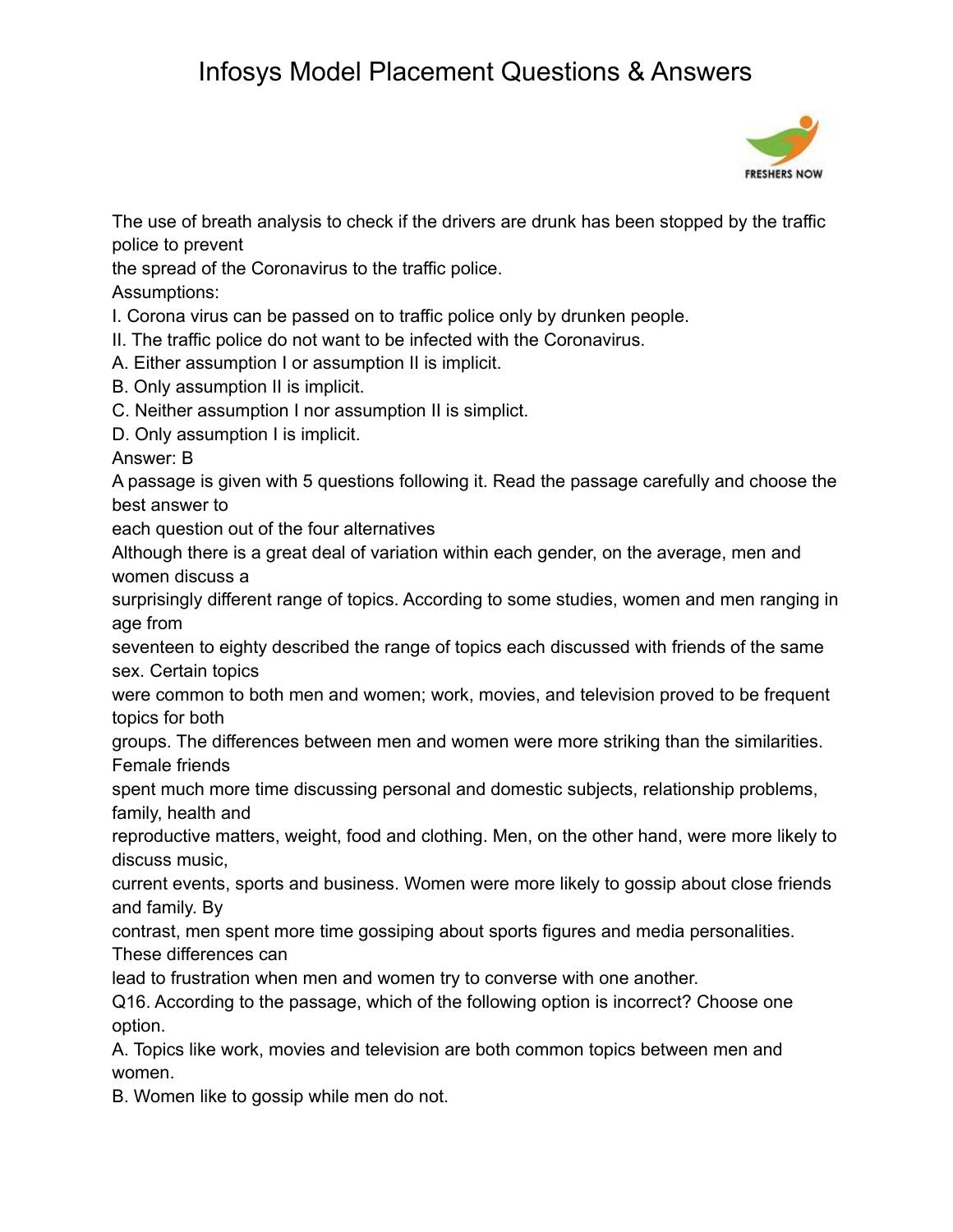The use of breath analysis to check if the drivers are drunk has been stopped by the traffic police to prevent
the spread of the Coronavirus to the traffic police.
Assumptions:
I. Corona virus can be passed on to traffic police only by drunken people.
II. The traffic police do not want to be infected with the Coronavirus.
A. Either assumption I or assumption II is implicit.
B. Only assumption II is implicit.
C. Neither assumption I nor assumption II is simplict.
D. Only assumption I is implicit.
Answer: B
A passage is given with 5 questions following it. Read the passage carefully and choose the best answer to
each question out of the four alternatives
Although there is a great deal of variation within each gender, on the average, men and women discuss a
surprisingly different range of topics. According to some studies, women and men ranging in age from
seventeen to eighty described the range of topics each discussed with friends of the same sex. Certain topics
were common to both men and women; work, movies, and television proved to be frequent topics for both
groups. The differences between men and women were more striking than the similarities. Female friends
spent much more time discussing personal and domestic subjects, relationship problems, family, health and
reproductive matters, weight, food and clothing. Men, on the other hand, were more likely to discuss music,
current events, sports and business. Women were more likely to gossip about close friends and family. By
contrast, men spent more time gossiping about sports figures and media personalities. These differences can
lead to frustration when men and women try to converse with one another.
Q16. According to the passage, which of the following option is incorrect? Choose one option.
A. Topics like work, movies and television are both common topics between men and women.
B. Women like to gossip while men do not.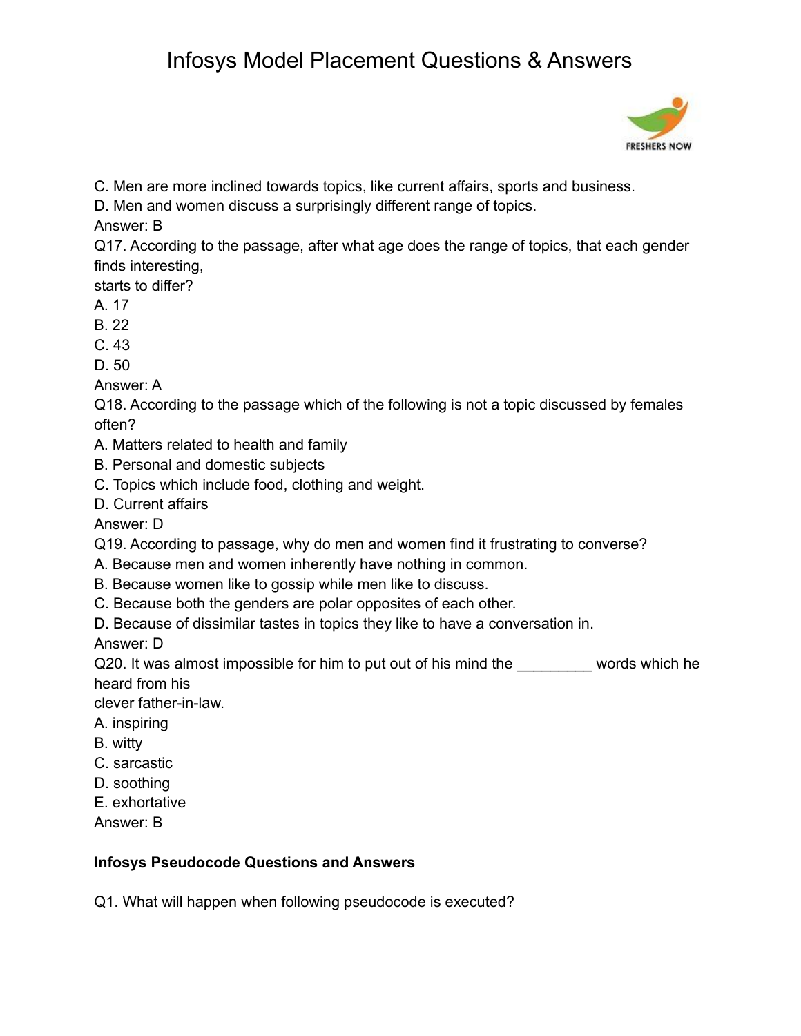C. Men are more inclined towards topics, like current affairs, sports and business.
D. Men and women discuss a surprisingly different range of topics.
Answer: B
Q17. According to the passage, after what age does the range of topics, that each gender finds interesting,
starts to differ?
A. 17
B. 22
C. 43
D. 50
Answer: A
Q18. According to the passage which of the following is not a topic discussed by females often?
A. Matters related to health and family
B. Personal and domestic subjects
C. Topics which include food, clothing and weight.
D. Current affairs
Answer: D
Q19. According to passage, why do men and women find it frustrating to converse?
A. Because men and women inherently have nothing in common.
B. Because women like to gossip while men like to discuss.
C. Because both the genders are polar opposites of each other.
D. Because of dissimilar tastes in topics they like to have a conversation in.
Answer: D
Q20. It was almost impossible for him to put out of his mind the _________ words which he heard from his
clever father-in-law.
A. inspiring
B. witty
C. sarcastic
D. soothing
E. exhortative
Answer: B

**Infosys Pseudocode Questions and Answers**

Q1. What will happen when following pseudocode is executed?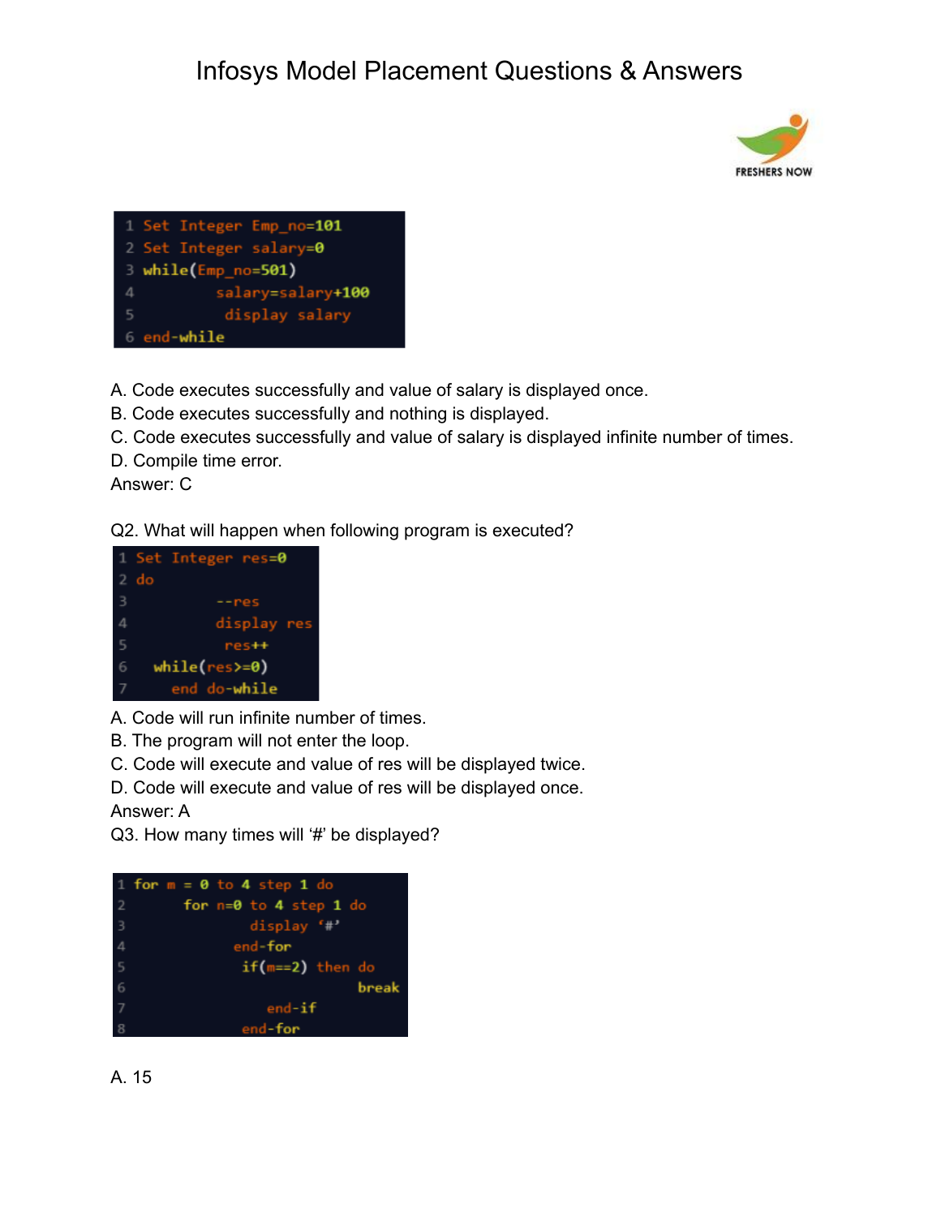```
1 Set Integer Emp_no=101
2 Set Integer salary=0
3 while(Emp_no=501)
4         salary=salary+100
5          display salary
6 end-while
```

A. Code executes successfully and value of salary is displayed once.
B. Code executes successfully and nothing is displayed.
C. Code executes successfully and value of salary is displayed infinite number of times.
D. Compile time error.
Answer: C

Q2. What will happen when following program is executed?

```
1 Set Integer res=0
2 do
3          --res
4          display res
5           res++
6   while(res>=0)
7     end do-while
```

A. Code will run infinite number of times.
B. The program will not enter the loop.
C. Code will execute and value of res will be displayed twice.
D. Code will execute and value of res will be displayed once.
Answer: A

Q3. How many times will '#' be displayed?

```
1 for m = 0 to 4 step 1 do
2      for n=0 to 4 step 1 do
3             display '#'
4           end-for
5            if(m==2) then do
6                          break
7               end-if
8            end-for
```

A. 15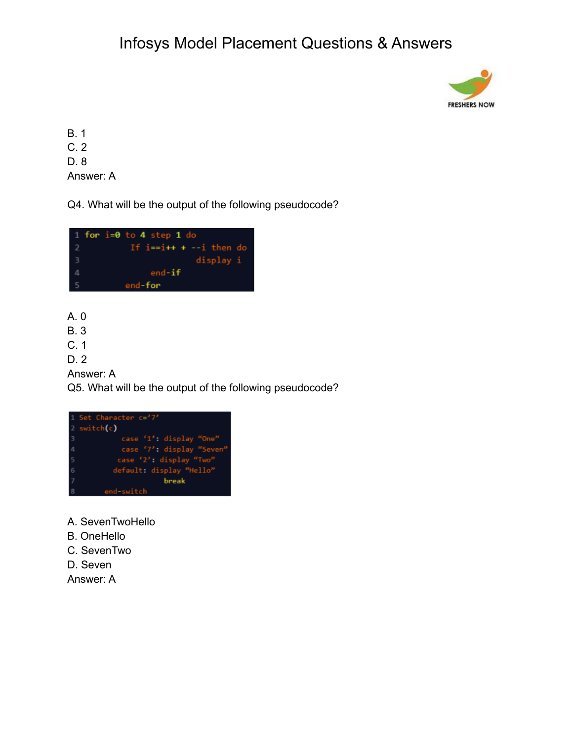B. 1
C. 2
D. 8
Answer: A

Q4. What will be the output of the following pseudocode?

```
1 for i=0 to 4 step 1 do
2         If i==i++ + --i then do
3                 display i
4         end-if
5     end-for
```

A. 0
B. 3
C. 1
D. 2
Answer: A

Q5. What will be the output of the following pseudocode?

```
1 Set Character c='7'
2 switch(c)
3         case '1': display "One"
4         case '7': display "Seven"
5         case '2': display "Two"
6        default: display "Hello"
7                break
8     end-switch
```

A. SevenTwoHello
B. OneHello
C. SevenTwo
D. Seven
Answer: A